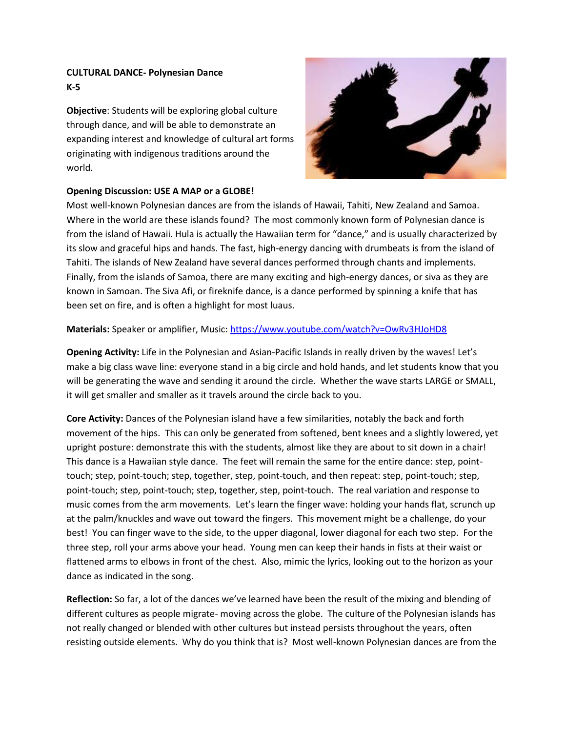**CULTURAL DANCE- Polynesian Dance**
**K-5**

**Objective**: Students will be exploring global culture through dance, and will be able to demonstrate an expanding interest and knowledge of cultural art forms originating with indigenous traditions around the world.

**Opening Discussion: USE A MAP or a GLOBE!**
Most well-known Polynesian dances are from the islands of Hawaii, Tahiti, New Zealand and Samoa. Where in the world are these islands found? The most commonly known form of Polynesian dance is from the island of Hawaii. Hula is actually the Hawaiian term for "dance," and is usually characterized by its slow and graceful hips and hands. The fast, high-energy dancing with drumbeats is from the island of Tahiti. The islands of New Zealand have several dances performed through chants and implements. Finally, from the islands of Samoa, there are many exciting and high-energy dances, or siva as they are known in Samoan. The Siva Afi, or fireknife dance, is a dance performed by spinning a knife that has been set on fire, and is often a highlight for most luaus.

**Materials:** Speaker or amplifier, Music: https://www.youtube.com/watch?v=OwRv3HJoHD8

**Opening Activity:** Life in the Polynesian and Asian-Pacific Islands in really driven by the waves! Let's make a big class wave line: everyone stand in a big circle and hold hands, and let students know that you will be generating the wave and sending it around the circle. Whether the wave starts LARGE or SMALL, it will get smaller and smaller as it travels around the circle back to you.

**Core Activity:** Dances of the Polynesian island have a few similarities, notably the back and forth movement of the hips. This can only be generated from softened, bent knees and a slightly lowered, yet upright posture: demonstrate this with the students, almost like they are about to sit down in a chair! This dance is a Hawaiian style dance. The feet will remain the same for the entire dance: step, point-touch; step, point-touch; step, together, step, point-touch, and then repeat: step, point-touch; step, point-touch; step, point-touch; step, together, step, point-touch. The real variation and response to music comes from the arm movements. Let's learn the finger wave: holding your hands flat, scrunch up at the palm/knuckles and wave out toward the fingers. This movement might be a challenge, do your best! You can finger wave to the side, to the upper diagonal, lower diagonal for each two step. For the three step, roll your arms above your head. Young men can keep their hands in fists at their waist or flattened arms to elbows in front of the chest. Also, mimic the lyrics, looking out to the horizon as your dance as indicated in the song.

**Reflection:** So far, a lot of the dances we've learned have been the result of the mixing and blending of different cultures as people migrate- moving across the globe. The culture of the Polynesian islands has not really changed or blended with other cultures but instead persists throughout the years, often resisting outside elements. Why do you think that is? Most well-known Polynesian dances are from the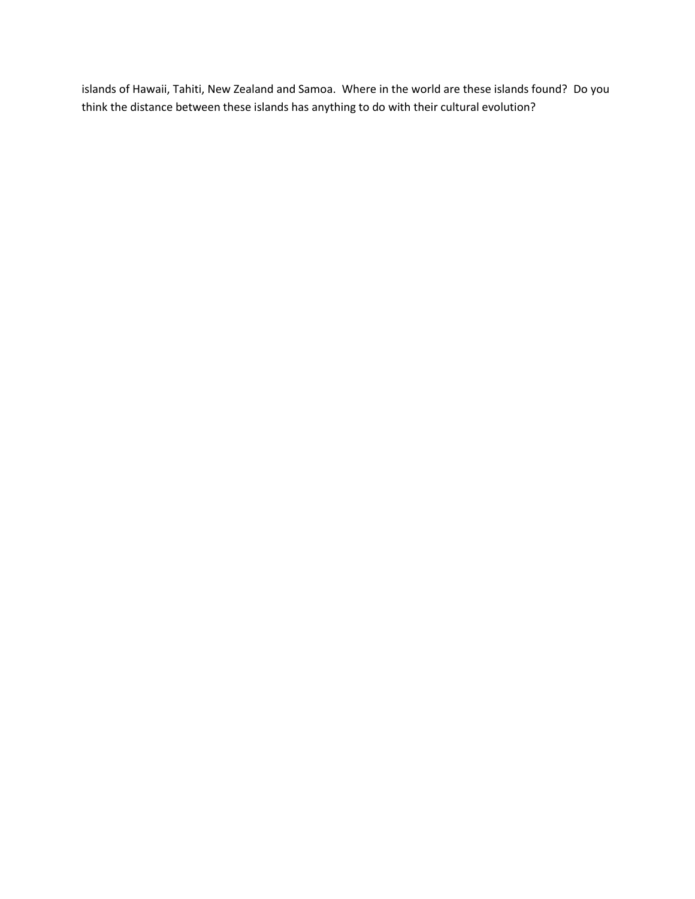islands of Hawaii, Tahiti, New Zealand and Samoa.  Where in the world are these islands found?  Do you think the distance between these islands has anything to do with their cultural evolution?